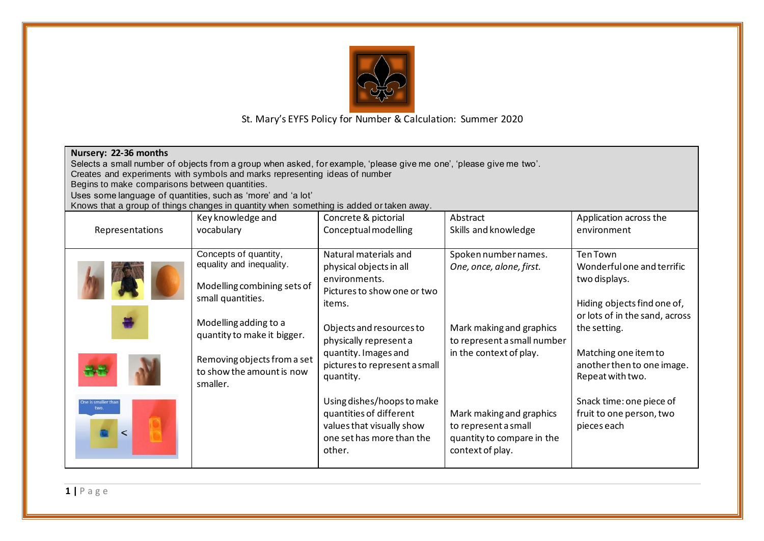St. Mary's EYFS Policy for Number & Calculation: Summer 2020

**Nursery: 22-36 months**

Selects a small number of objects from a group when asked, for example, 'please give me one', 'please give me two'.
Creates and experiments with symbols and marks representing ideas of number
Begins to make comparisons between quantities.
Uses some language of quantities, such as 'more' and 'a lot'
Knows that a group of things changes in quantity when something is added or taken away.

| Representations | Key knowledge and vocabulary | Concrete & pictorial Conceptual modelling | Abstract Skills and knowledge | Application across the environment |
|---|---|---|---|---|
| One is smaller than two. | Concepts of quantity, equality and inequality.<br><br>Modelling combining sets of small quantities.<br><br>Modelling adding to a quantity to make it bigger.<br><br>Removing objects from a set to show the amount is now smaller. | Natural materials and physical objects in all environments.<br>Pictures to show one or two items.<br><br>Objects and resources to physically represent a quantity. Images and pictures to represent a small quantity.<br><br>Using dishes/hoops to make quantities of different values that visually show one set has more than the other. | Spoken number names.<br>*One, once, alone, first.*<br><br>Mark making and graphics to represent a small number in the context of play.<br><br>Mark making and graphics to represent a small quantity to compare in the context of play. | Ten Town<br>Wonderful one and terrific two displays.<br><br>Hiding objects find one of, or lots of in the sand, across the setting.<br><br>Matching one item to another then to one image. Repeat with two.<br><br>Snack time: one piece of fruit to one person, two pieces each |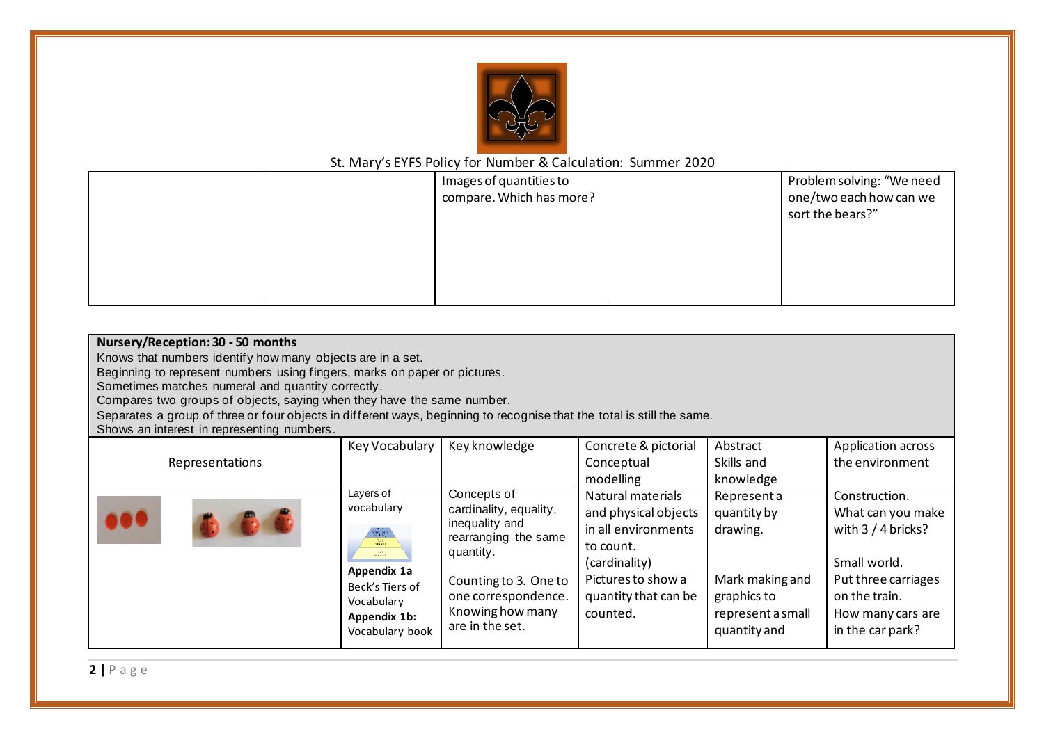St. Mary's EYFS Policy for Number & Calculation: Summer 2020

| | | | | |
|---|---|---|---|---|
| | | Images of quantities to compare. Which has more? | | Problem solving: "We need one/two each how can we sort the bears?" |

**Nursery/Reception: 30 - 50 months**

Knows that numbers identify how many objects are in a set.
Beginning to represent numbers using fingers, marks on paper or pictures.
Sometimes matches numeral and quantity correctly.
Compares two groups of objects, saying when they have the same number.
Separates a group of three or four objects in different ways, beginning to recognise that the total is still the same.
Shows an interest in representing numbers.

| Representations | Key Vocabulary | Key knowledge | Concrete & pictorial Conceptual modelling | Abstract Skills and knowledge | Application across the environment |
|---|---|---|---|---|---|
| | Layers of vocabulary **Appendix 1a** Beck's Tiers of Vocabulary **Appendix 1b:** Vocabulary book | Concepts of cardinality, equality, inequality and rearranging the same quantity. Counting to 3. One to one correspondence. Knowing how many are in the set. | Natural materials and physical objects in all environments to count. (cardinality) Pictures to show a quantity that can be counted. | Represent a quantity by drawing. Mark making and graphics to represent a small quantity and | Construction. What can you make with 3 / 4 bricks? Small world. Put three carriages on the train. How many cars are in the car park? |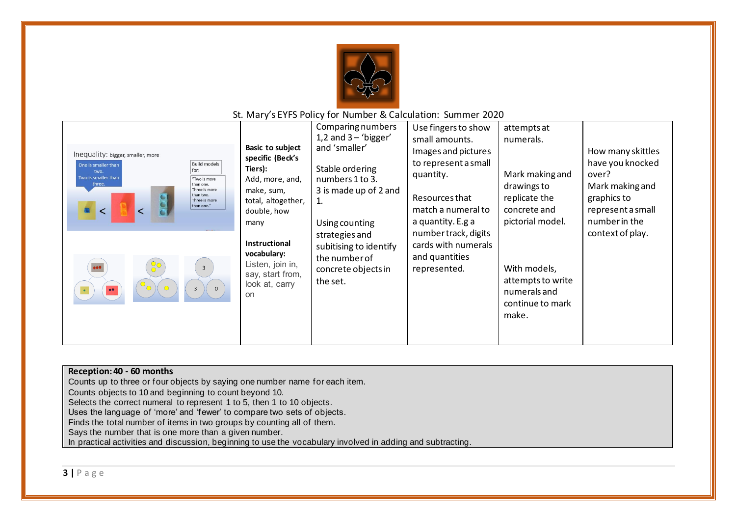St. Mary's EYFS Policy for Number & Calculation: Summer 2020

| | | | | | |
|---|---|---|---|---|---|
| Inequality: bigger, smaller, more<br>One is smaller than two. Two is smaller than three.<br>Build models for: "Two is more than one. Three is more than two. Three is more than one." | **Basic to subject specific (Beck's Tiers):**<br>Add, more, and, make, sum, total, altogether, double, how many<br><br>**Instructional vocabulary:**<br>Listen, join in, say, start from, look at, carry on | Comparing numbers 1,2 and 3 – 'bigger' and 'smaller'<br><br>Stable ordering numbers 1 to 3.<br>3 is made up of 2 and 1.<br><br>Using counting strategies and subitising to identify the number of concrete objects in the set. | Use fingers to show small amounts.<br>Images and pictures to represent a small quantity.<br><br>Resources that match a numeral to a quantity. E.g a number track, digits cards with numerals and quantities represented. | attempts at numerals.<br><br>Mark making and drawings to replicate the concrete and pictorial model.<br><br>With models, attempts to write numerals and continue to mark make. | How many skittles have you knocked over?<br>Mark making and graphics to represent a small number in the context of play. |

**Reception: 40 - 60 months**

Counts up to three or four objects by saying one number name for each item.
Counts objects to 10 and beginning to count beyond 10.
Selects the correct numeral to represent 1 to 5, then 1 to 10 objects.
Uses the language of 'more' and 'fewer' to compare two sets of objects.
Finds the total number of items in two groups by counting all of them.
Says the number that is one more than a given number.
In practical activities and discussion, beginning to use the vocabulary involved in adding and subtracting.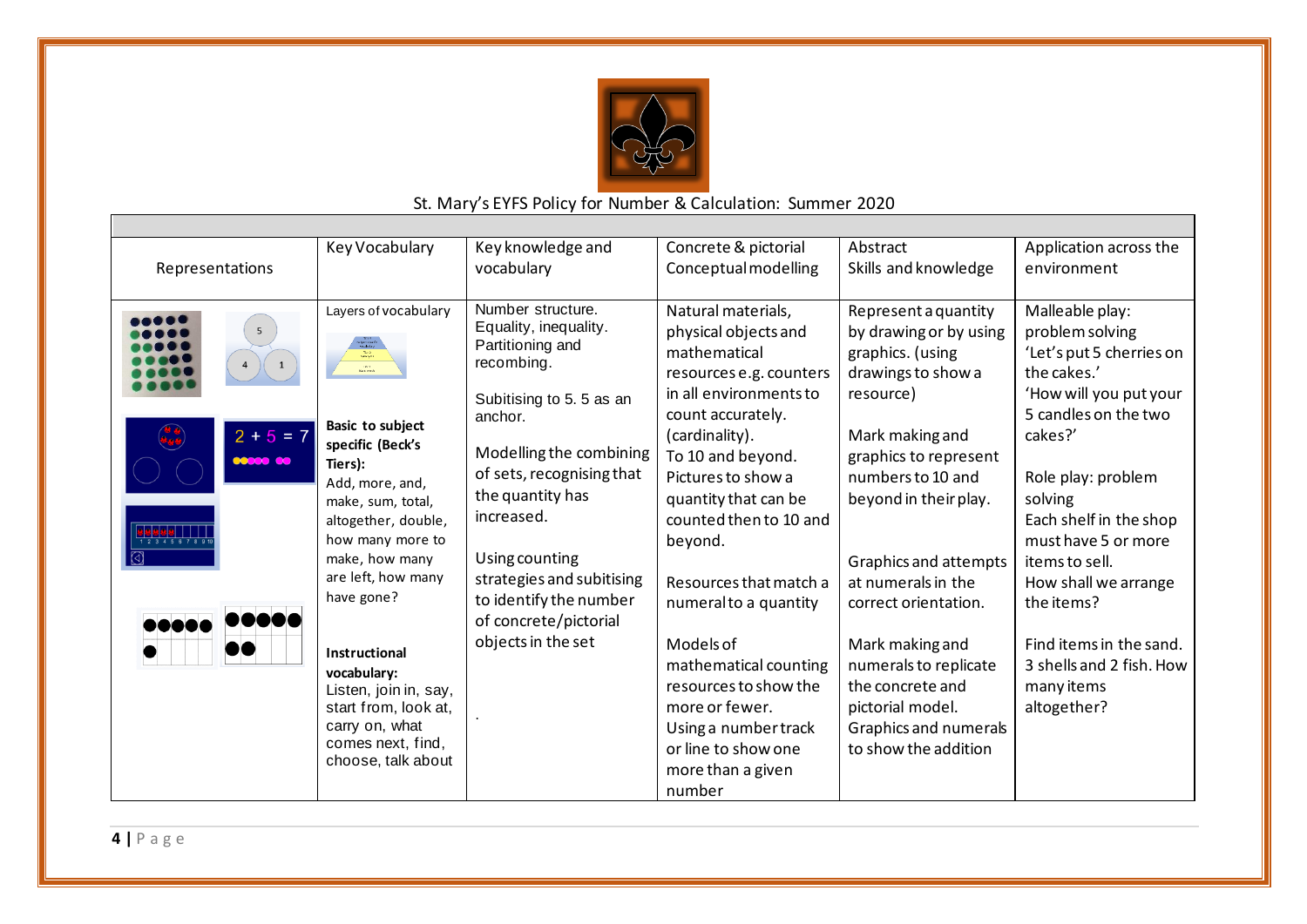St. Mary's EYFS Policy for Number & Calculation: Summer 2020

| Representations | Key Vocabulary | Key knowledge and vocabulary | Concrete & pictorial Conceptual modelling | Abstract Skills and knowledge | Application across the environment |
|---|---|---|---|---|---|
| 5, 4, 1<br>2 + 5 = 7<br>1 2 3 4 5 6 7 8 9 10 | Layers of vocabulary<br><br>**Basic to subject specific (Beck's Tiers):**<br>Add, more, and, make, sum, total, altogether, double, how many more to make, how many are left, how many have gone?<br><br>**Instructional vocabulary:**<br>Listen, join in, say, start from, look at, carry on, what comes next, find, choose, talk about | Number structure. Equality, inequality. Partitioning and recombing.<br><br>Subitising to 5. 5 as an anchor.<br><br>Modelling the combining of sets, recognising that the quantity has increased.<br><br>Using counting strategies and subitising to identify the number of concrete/pictorial objects in the set<br><br>. | Natural materials, physical objects and mathematical resources e.g. counters in all environments to count accurately. (cardinality).<br>To 10 and beyond.<br>Pictures to show a quantity that can be counted then to 10 and beyond.<br><br>Resources that match a numeral to a quantity<br><br>Models of mathematical counting resources to show the more or fewer.<br>Using a number track or line to show one more than a given number | Represent a quantity by drawing or by using graphics. (using drawings to show a resource)<br><br>Mark making and graphics to represent numbers to 10 and beyond in their play.<br><br>Graphics and attempts at numerals in the correct orientation.<br><br>Mark making and numerals to replicate the concrete and pictorial model.<br>Graphics and numerals to show the addition | Malleable play: problem solving<br>'Let's put 5 cherries on the cakes.'<br>'How will you put your 5 candles on the two cakes?'<br><br>Role play: problem solving<br>Each shelf in the shop must have 5 or more items to sell.<br>How shall we arrange the items?<br><br>Find items in the sand.<br>3 shells and 2 fish. How many items altogether? |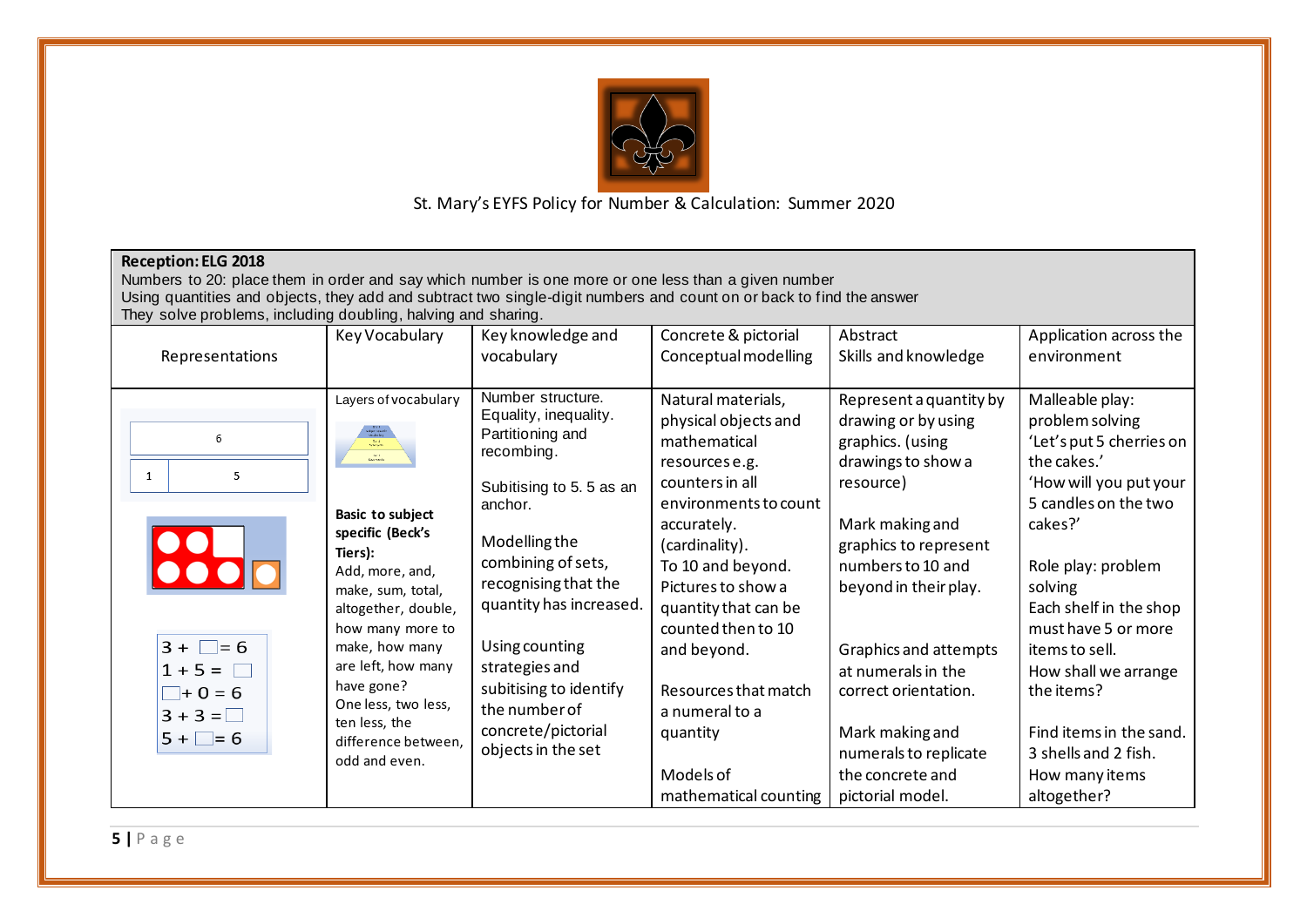St. Mary's EYFS Policy for Number & Calculation: Summer 2020

| **Reception: ELG 2018**<br>Numbers to 20: place them in order and say which number is one more or one less than a given number<br>Using quantities and objects, they add and subtract two single-digit numbers and count on or back to find the answer<br>They solve problems, including doubling, halving and sharing. | | | | | |
|---|---|---|---|---|---|
| Representations | Key Vocabulary | Key knowledge and vocabulary | Concrete & pictorial Conceptual modelling | Abstract Skills and knowledge | Application across the environment |
| 6<br>1 &#124; 5<br><br>3 + □ = 6<br>1 + 5 = □<br>□ + 0 = 6<br>3 + 3 = □<br>5 + □ = 6 | Layers of vocabulary<br><br>**Basic to subject specific (Beck's Tiers):**<br>Add, more, and, make, sum, total, altogether, double, how many more to make, how many are left, how many have gone?<br>One less, two less, ten less, the difference between, odd and even. | Number structure.<br>Equality, inequality.<br>Partitioning and recombing.<br><br>Subitising to 5. 5 as an anchor.<br><br>Modelling the combining of sets, recognising that the quantity has increased.<br><br>Using counting strategies and subitising to identify the number of concrete/pictorial objects in the set | Natural materials, physical objects and mathematical resources e.g. counters in all environments to count accurately. (cardinality).<br>To 10 and beyond.<br>Pictures to show a quantity that can be counted then to 10 and beyond.<br><br>Resources that match a numeral to a quantity<br><br>Models of mathematical counting | Represent a quantity by drawing or by using graphics. (using drawings to show a resource)<br><br>Mark making and graphics to represent numbers to 10 and beyond in their play.<br><br>Graphics and attempts at numerals in the correct orientation.<br><br>Mark making and numerals to replicate the concrete and pictorial model. | Malleable play: problem solving<br>'Let's put 5 cherries on the cakes.'<br>'How will you put your 5 candles on the two cakes?'<br><br>Role play: problem solving<br>Each shelf in the shop must have 5 or more items to sell.<br>How shall we arrange the items?<br><br>Find items in the sand. 3 shells and 2 fish. How many items altogether? |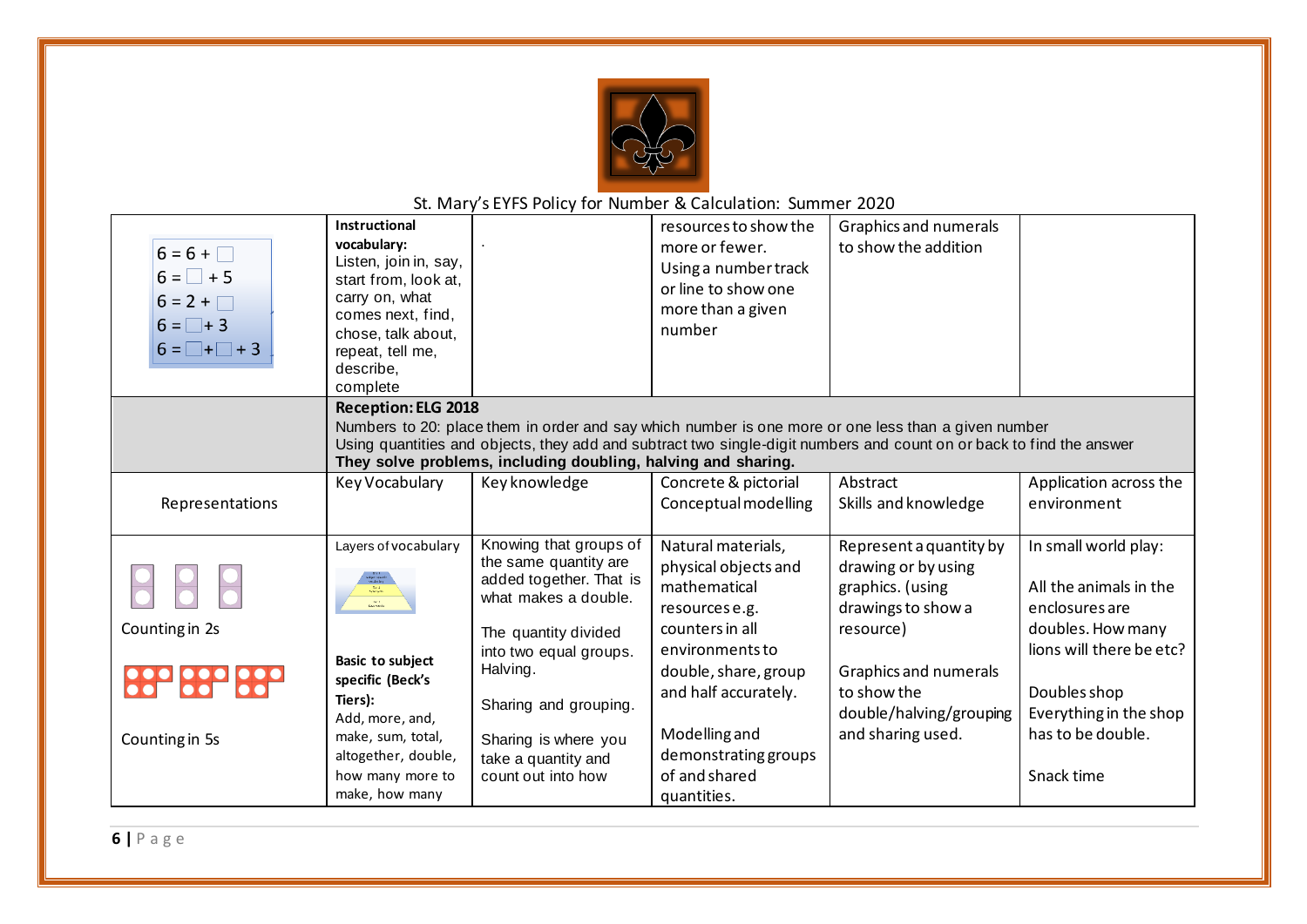St. Mary's EYFS Policy for Number & Calculation: Summer 2020

| | | | | | |
|---|---|---|---|---|---|
| $6 = 6 + \square$<br>$6 = \square + 5$<br>$6 = 2 + \square$<br>$6 = \square + 3$<br>$6 = \square + \square + 3$ | **Instructional vocabulary:**<br>Listen, join in, say, start from, look at, carry on, what comes next, find, chose, talk about, repeat, tell me, describe, complete | . | resources to show the more or fewer.<br>Using a number track or line to show one more than a given number | Graphics and numerals to show the addition | |
| | **Reception: ELG 2018**<br>Numbers to 20: place them in order and say which number is one more or one less than a given number<br>Using quantities and objects, they add and subtract two single-digit numbers and count on or back to find the answer<br>**They solve problems, including doubling, halving and sharing.** | | | | |
| Representations | Key Vocabulary | Key knowledge | Concrete & pictorial<br>Conceptual modelling | Abstract<br>Skills and knowledge | Application across the environment |
| Counting in 2s<br><br>Counting in 5s | Layers of vocabulary<br><br>**Basic to subject specific (Beck's Tiers):**<br>Add, more, and, make, sum, total, altogether, double, how many more to make, how many | Knowing that groups of the same quantity are added together. That is what makes a double.<br><br>The quantity divided into two equal groups. Halving.<br><br>Sharing and grouping.<br><br>Sharing is where you take a quantity and count out into how | Natural materials, physical objects and mathematical resources e.g. counters in all environments to double, share, group and half accurately.<br><br>Modelling and demonstrating groups of and shared quantities. | Represent a quantity by drawing or by using graphics. (using drawings to show a resource)<br><br>Graphics and numerals to show the double/halving/grouping and sharing used. | In small world play:<br><br>All the animals in the enclosures are doubles. How many lions will there be etc?<br><br>Doubles shop<br>Everything in the shop has to be double.<br><br>Snack time |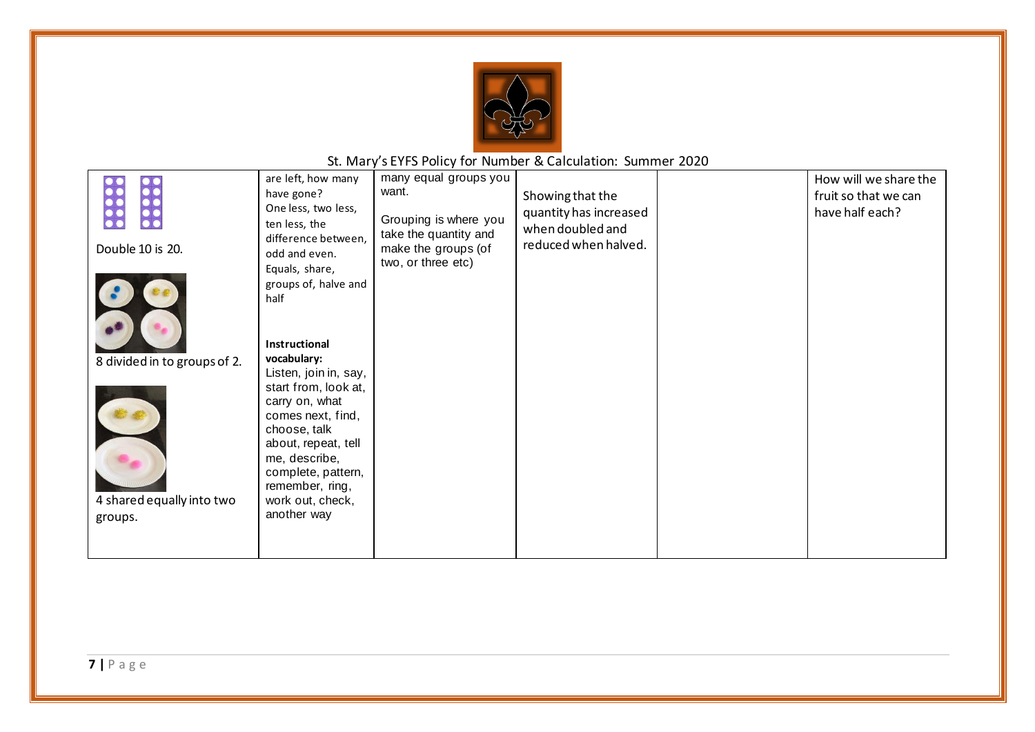St. Mary's EYFS Policy for Number & Calculation: Summer 2020

| | | | | | |
|---|---|---|---|---|---|
| Double 10 is 20.<br><br>8 divided in to groups of 2.<br><br>4 shared equally into two groups. | are left, how many have gone?<br>One less, two less, ten less, the difference between, odd and even.<br>Equals, share, groups of, halve and half<br><br>**Instructional vocabulary:**<br>Listen, join in, say, start from, look at, carry on, what comes next, find, choose, talk about, repeat, tell me, describe, complete, pattern, remember, ring, work out, check, another way | many equal groups you want.<br><br>Grouping is where you take the quantity and make the groups (of two, or three etc) | Showing that the quantity has increased when doubled and reduced when halved. | | How will we share the fruit so that we can have half each? |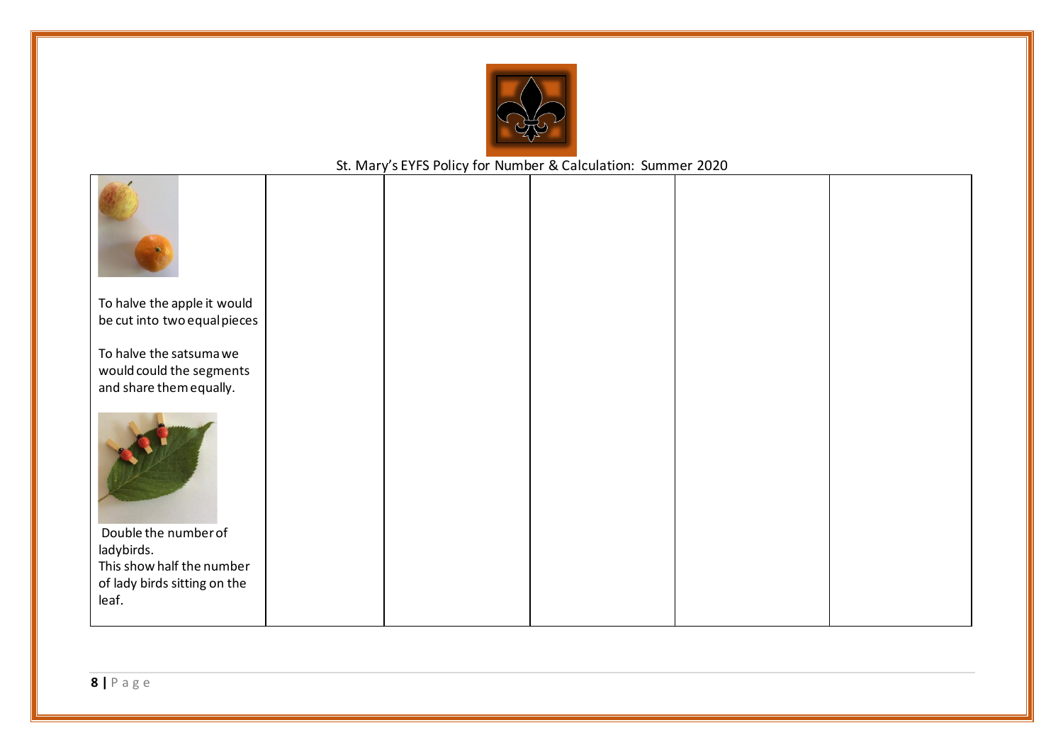| | | | | | |
|---|---|---|---|---|---|
| To halve the apple it would be cut into two equal pieces<br><br>To halve the satsuma we would could the segments and share them equally.<br><br>Double the number of ladybirds.<br>This show half the number of lady birds sitting on the leaf. | | | | | |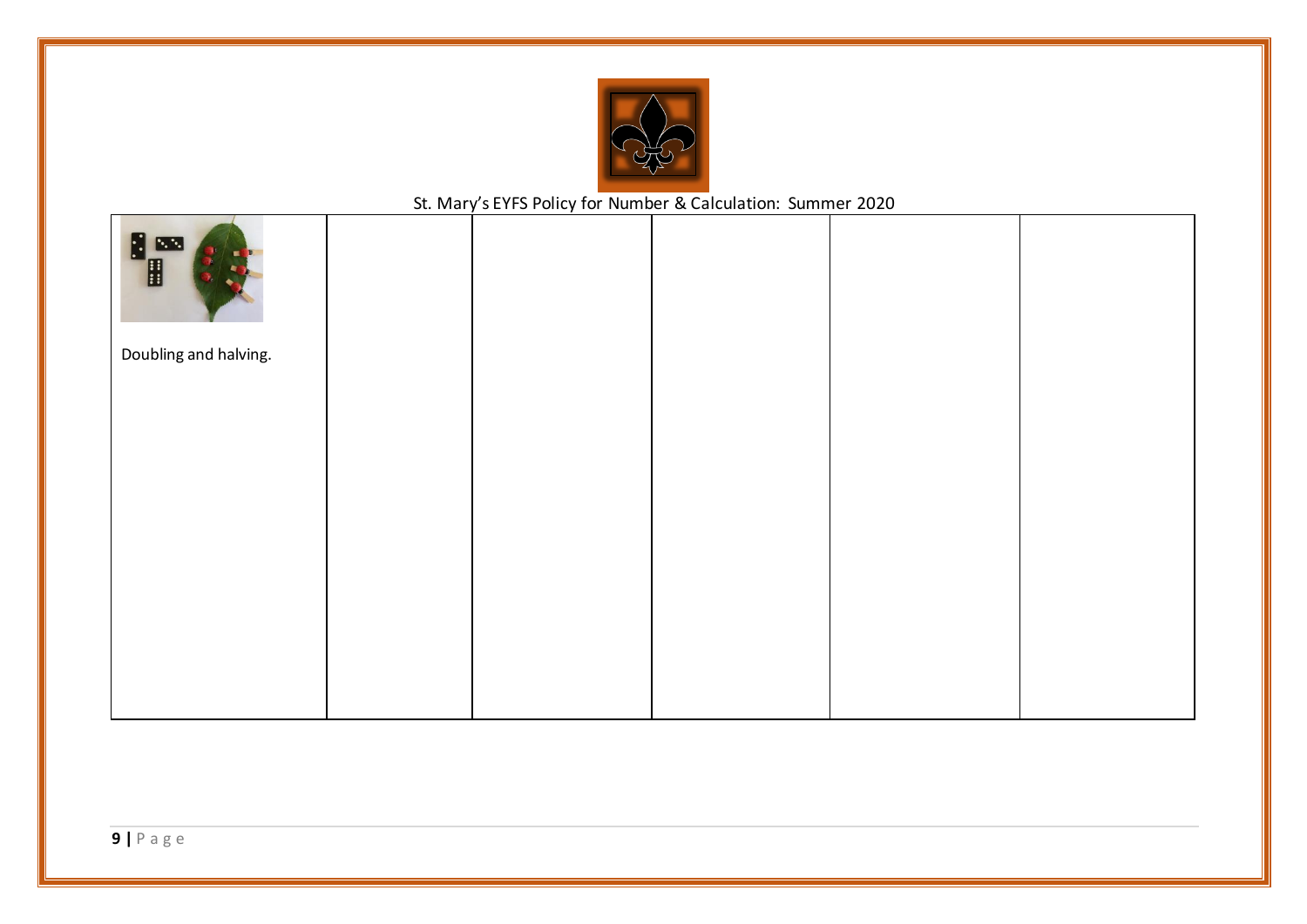St. Mary's EYFS Policy for Number & Calculation: Summer 2020

| | | | | | |
|---|---|---|---|---|---|
| Doubling and halving. | | | | | |